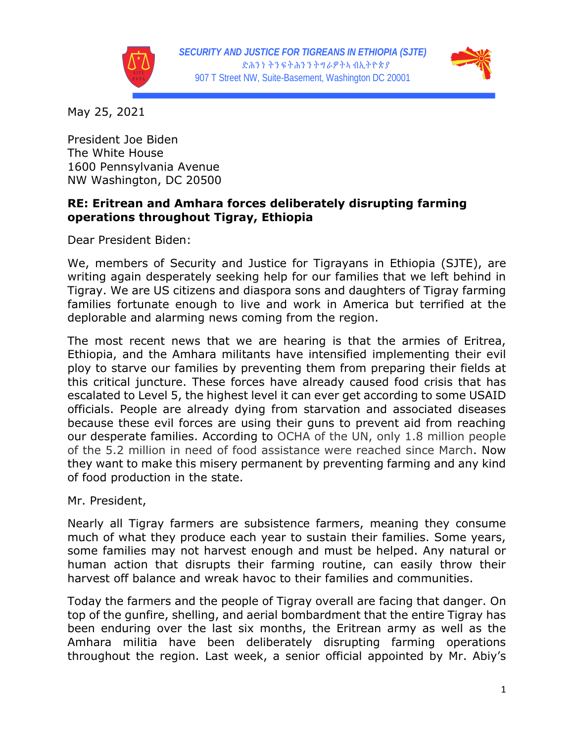**SECURITY AND JUSTICE FOR TIGREANS IN ETHIOPIA (SJTE)**
ድሕንነ ትንፍትሕንን ትግራዋትኣ ብኢትዮጵያ
907 T Street NW, Suite-Basement, Washington DC 20001

May 25, 2021

President Joe Biden
The White House
1600 Pennsylvania Avenue
NW Washington, DC 20500

**RE: Eritrean and Amhara forces deliberately disrupting farming operations throughout Tigray, Ethiopia**

Dear President Biden:

We, members of Security and Justice for Tigrayans in Ethiopia (SJTE), are writing again desperately seeking help for our families that we left behind in Tigray. We are US citizens and diaspora sons and daughters of Tigray farming families fortunate enough to live and work in America but terrified at the deplorable and alarming news coming from the region.

The most recent news that we are hearing is that the armies of Eritrea, Ethiopia, and the Amhara militants have intensified implementing their evil ploy to starve our families by preventing them from preparing their fields at this critical juncture. These forces have already caused food crisis that has escalated to Level 5, the highest level it can ever get according to some USAID officials. People are already dying from starvation and associated diseases because these evil forces are using their guns to prevent aid from reaching our desperate families. According to OCHA of the UN, only 1.8 million people of the 5.2 million in need of food assistance were reached since March. Now they want to make this misery permanent by preventing farming and any kind of food production in the state.

Mr. President,

Nearly all Tigray farmers are subsistence farmers, meaning they consume much of what they produce each year to sustain their families. Some years, some families may not harvest enough and must be helped. Any natural or human action that disrupts their farming routine, can easily throw their harvest off balance and wreak havoc to their families and communities.

Today the farmers and the people of Tigray overall are facing that danger. On top of the gunfire, shelling, and aerial bombardment that the entire Tigray has been enduring over the last six months, the Eritrean army as well as the Amhara militia have been deliberately disrupting farming operations throughout the region. Last week, a senior official appointed by Mr. Abiy's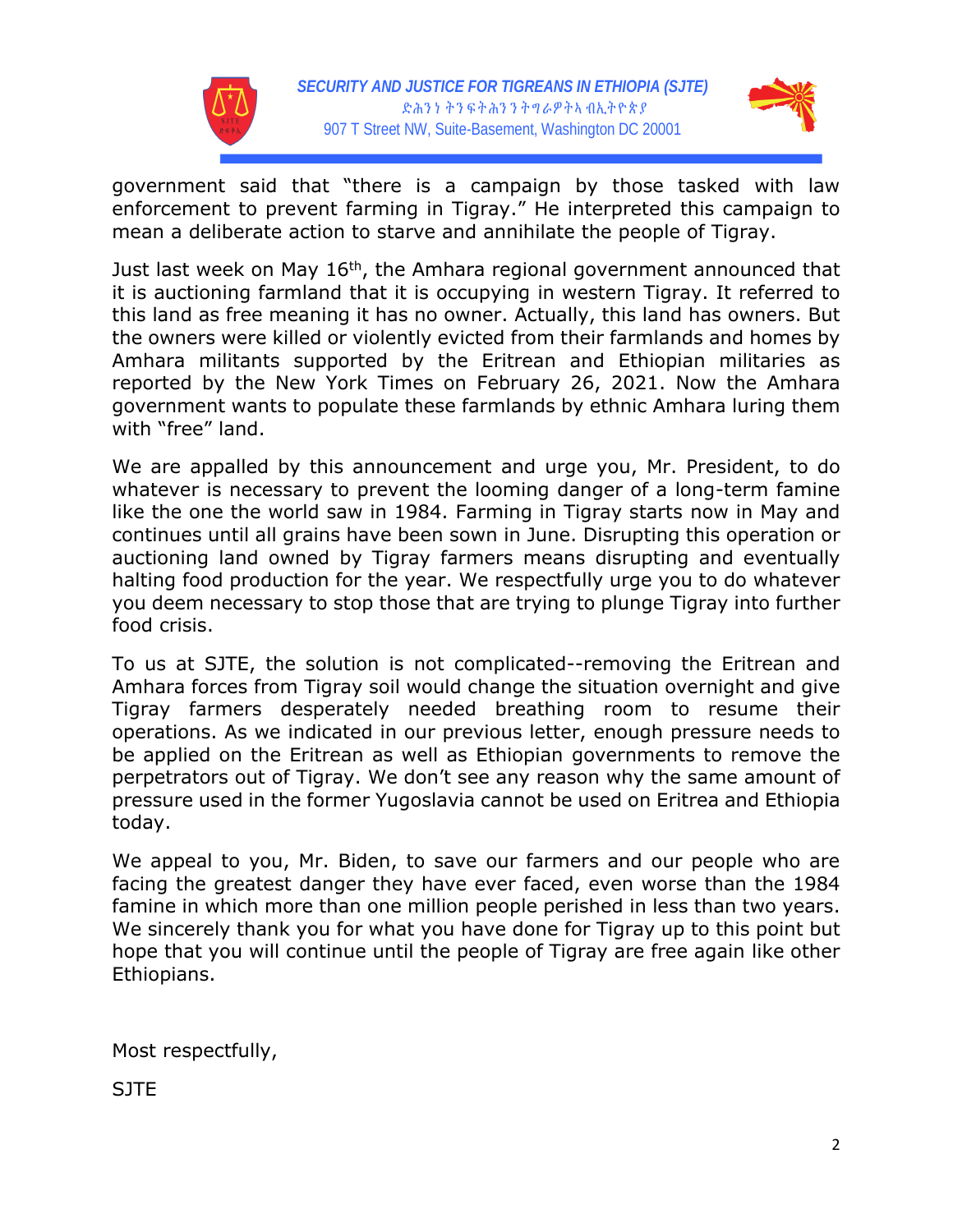government said that "there is a campaign by those tasked with law enforcement to prevent farming in Tigray." He interpreted this campaign to mean a deliberate action to starve and annihilate the people of Tigray.

Just last week on May 16th, the Amhara regional government announced that it is auctioning farmland that it is occupying in western Tigray. It referred to this land as free meaning it has no owner. Actually, this land has owners. But the owners were killed or violently evicted from their farmlands and homes by Amhara militants supported by the Eritrean and Ethiopian militaries as reported by the New York Times on February 26, 2021. Now the Amhara government wants to populate these farmlands by ethnic Amhara luring them with "free" land.

We are appalled by this announcement and urge you, Mr. President, to do whatever is necessary to prevent the looming danger of a long-term famine like the one the world saw in 1984. Farming in Tigray starts now in May and continues until all grains have been sown in June. Disrupting this operation or auctioning land owned by Tigray farmers means disrupting and eventually halting food production for the year. We respectfully urge you to do whatever you deem necessary to stop those that are trying to plunge Tigray into further food crisis.

To us at SJTE, the solution is not complicated--removing the Eritrean and Amhara forces from Tigray soil would change the situation overnight and give Tigray farmers desperately needed breathing room to resume their operations. As we indicated in our previous letter, enough pressure needs to be applied on the Eritrean as well as Ethiopian governments to remove the perpetrators out of Tigray. We don't see any reason why the same amount of pressure used in the former Yugoslavia cannot be used on Eritrea and Ethiopia today.

We appeal to you, Mr. Biden, to save our farmers and our people who are facing the greatest danger they have ever faced, even worse than the 1984 famine in which more than one million people perished in less than two years. We sincerely thank you for what you have done for Tigray up to this point but hope that you will continue until the people of Tigray are free again like other Ethiopians.

Most respectfully,

SJTE